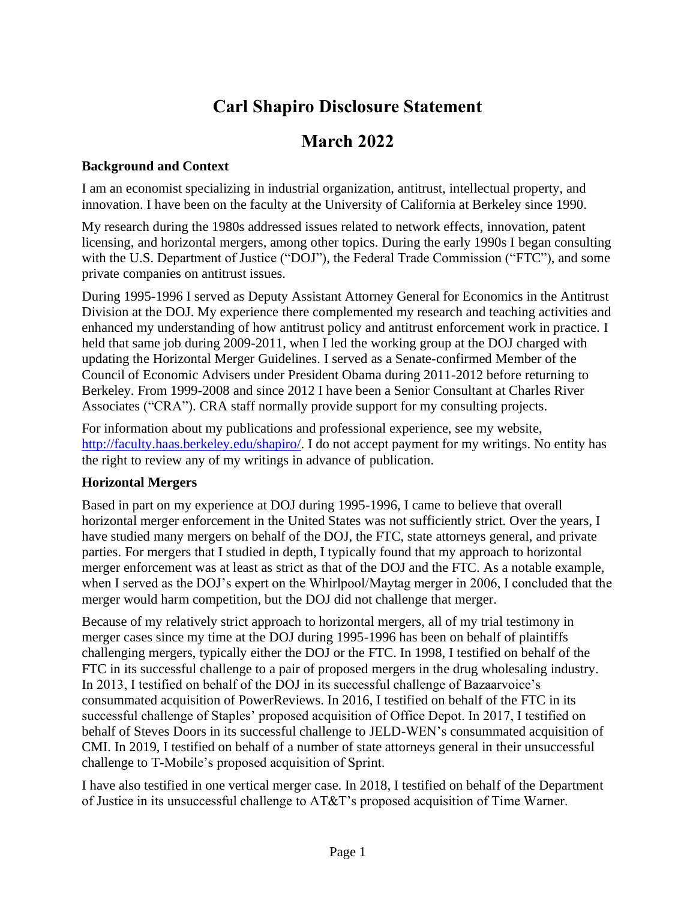# Carl Shapiro Disclosure Statement

# March 2022

### Background and Context

I am an economist specializing in industrial organization, antitrust, intellectual property, and innovation. I have been on the faculty at the University of California at Berkeley since 1990.

My research during the 1980s addressed issues related to network effects, innovation, patent licensing, and horizontal mergers, among other topics. During the early 1990s I began consulting with the U.S. Department of Justice ("DOJ"), the Federal Trade Commission ("FTC"), and some private companies on antitrust issues.

During 1995-1996 I served as Deputy Assistant Attorney General for Economics in the Antitrust Division at the DOJ. My experience there complemented my research and teaching activities and enhanced my understanding of how antitrust policy and antitrust enforcement work in practice. I held that same job during 2009-2011, when I led the working group at the DOJ charged with updating the Horizontal Merger Guidelines. I served as a Senate-confirmed Member of the Council of Economic Advisers under President Obama during 2011-2012 before returning to Berkeley. From 1999-2008 and since 2012 I have been a Senior Consultant at Charles River Associates ("CRA"). CRA staff normally provide support for my consulting projects.

For information about my publications and professional experience, see my website, [http://faculty.haas.berkeley.edu/shapiro/](http://faculty.haas.berkeley.edu/shapiro/). I do not accept payment for my writings. No entity has the right to review any of my writings in advance of publication.

### Horizontal Mergers

Based in part on my experience at DOJ during 1995-1996, I came to believe that overall horizontal merger enforcement in the United States was not sufficiently strict. Over the years, I have studied many mergers on behalf of the DOJ, the FTC, state attorneys general, and private parties. For mergers that I studied in depth, I typically found that my approach to horizontal merger enforcement was at least as strict as that of the DOJ and the FTC. As a notable example, when I served as the DOJ's expert on the Whirlpool/Maytag merger in 2006, I concluded that the merger would harm competition, but the DOJ did not challenge that merger.

Because of my relatively strict approach to horizontal mergers, all of my trial testimony in merger cases since my time at the DOJ during 1995-1996 has been on behalf of plaintiffs challenging mergers, typically either the DOJ or the FTC. In 1998, I testified on behalf of the FTC in its successful challenge to a pair of proposed mergers in the drug wholesaling industry. In 2013, I testified on behalf of the DOJ in its successful challenge of Bazaarvoice's consummated acquisition of PowerReviews. In 2016, I testified on behalf of the FTC in its successful challenge of Staples' proposed acquisition of Office Depot. In 2017, I testified on behalf of Steves Doors in its successful challenge to JELD-WEN's consummated acquisition of CMI. In 2019, I testified on behalf of a number of state attorneys general in their unsuccessful challenge to T-Mobile's proposed acquisition of Sprint.

I have also testified in one vertical merger case. In 2018, I testified on behalf of the Department of Justice in its unsuccessful challenge to AT&T's proposed acquisition of Time Warner.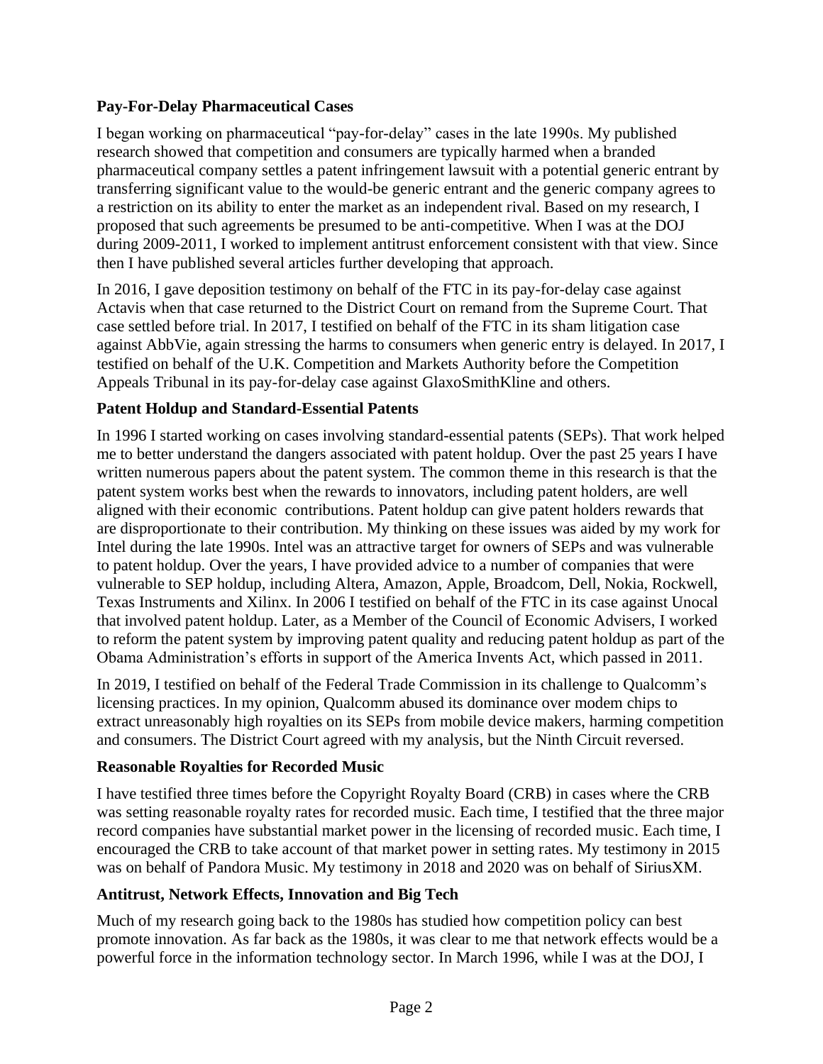### Pay-For-Delay Pharmaceutical Cases

I began working on pharmaceutical "pay-for-delay" cases in the late 1990s. My published research showed that competition and consumers are typically harmed when a branded pharmaceutical company settles a patent infringement lawsuit with a potential generic entrant by transferring significant value to the would-be generic entrant and the generic company agrees to a restriction on its ability to enter the market as an independent rival. Based on my research, I proposed that such agreements be presumed to be anti-competitive. When I was at the DOJ during 2009-2011, I worked to implement antitrust enforcement consistent with that view. Since then I have published several articles further developing that approach.

In 2016, I gave deposition testimony on behalf of the FTC in its pay-for-delay case against Actavis when that case returned to the District Court on remand from the Supreme Court. That case settled before trial. In 2017, I testified on behalf of the FTC in its sham litigation case against AbbVie, again stressing the harms to consumers when generic entry is delayed. In 2017, I testified on behalf of the U.K. Competition and Markets Authority before the Competition Appeals Tribunal in its pay-for-delay case against GlaxoSmithKline and others.

### Patent Holdup and Standard-Essential Patents

In 1996 I started working on cases involving standard-essential patents (SEPs). That work helped me to better understand the dangers associated with patent holdup. Over the past 25 years I have written numerous papers about the patent system. The common theme in this research is that the patent system works best when the rewards to innovators, including patent holders, are well aligned with their economic contributions. Patent holdup can give patent holders rewards that are disproportionate to their contribution. My thinking on these issues was aided by my work for Intel during the late 1990s. Intel was an attractive target for owners of SEPs and was vulnerable to patent holdup. Over the years, I have provided advice to a number of companies that were vulnerable to SEP holdup, including Altera, Amazon, Apple, Broadcom, Dell, Nokia, Rockwell, Texas Instruments and Xilinx. In 2006 I testified on behalf of the FTC in its case against Unocal that involved patent holdup. Later, as a Member of the Council of Economic Advisers, I worked to reform the patent system by improving patent quality and reducing patent holdup as part of the Obama Administration's efforts in support of the America Invents Act, which passed in 2011.

In 2019, I testified on behalf of the Federal Trade Commission in its challenge to Qualcomm's licensing practices. In my opinion, Qualcomm abused its dominance over modem chips to extract unreasonably high royalties on its SEPs from mobile device makers, harming competition and consumers. The District Court agreed with my analysis, but the Ninth Circuit reversed.

### Reasonable Royalties for Recorded Music

I have testified three times before the Copyright Royalty Board (CRB) in cases where the CRB was setting reasonable royalty rates for recorded music. Each time, I testified that the three major record companies have substantial market power in the licensing of recorded music. Each time, I encouraged the CRB to take account of that market power in setting rates. My testimony in 2015 was on behalf of Pandora Music. My testimony in 2018 and 2020 was on behalf of SiriusXM.

### Antitrust, Network Effects, Innovation and Big Tech

Much of my research going back to the 1980s has studied how competition policy can best promote innovation. As far back as the 1980s, it was clear to me that network effects would be a powerful force in the information technology sector. In March 1996, while I was at the DOJ, I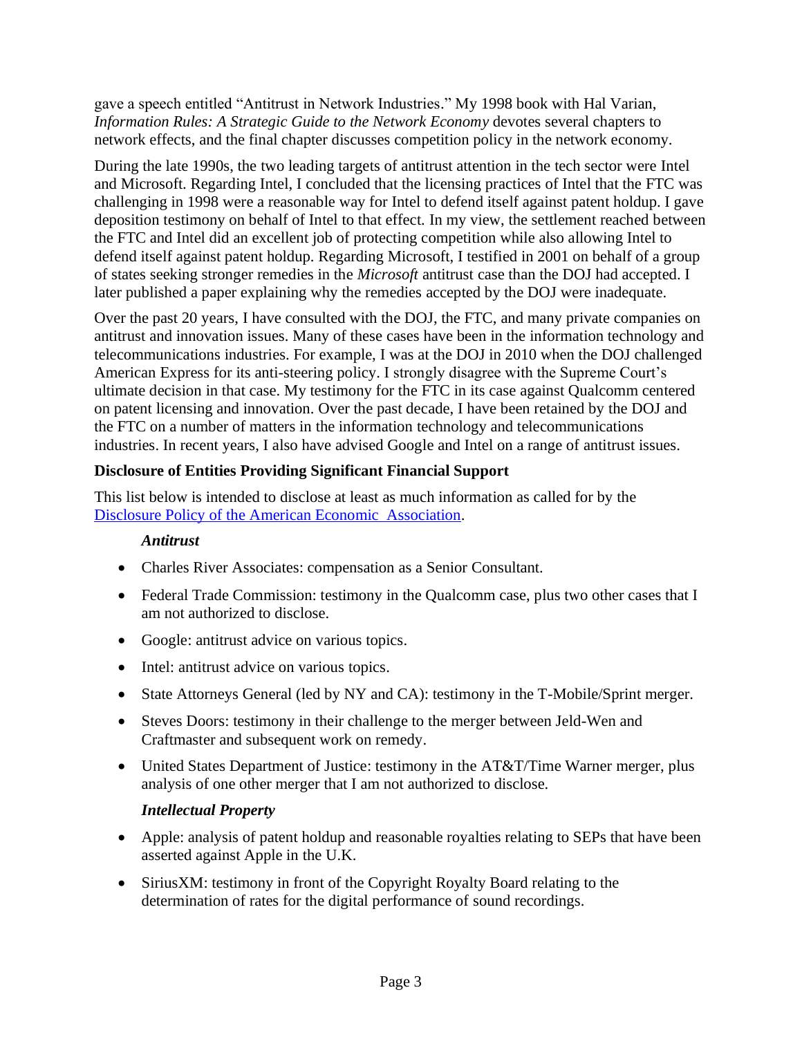gave a speech entitled "Antitrust in Network Industries." My 1998 book with Hal Varian, *Information Rules: A Strategic Guide to the Network Economy* devotes several chapters to network effects, and the final chapter discusses competition policy in the network economy.

During the late 1990s, the two leading targets of antitrust attention in the tech sector were Intel and Microsoft. Regarding Intel, I concluded that the licensing practices of Intel that the FTC was challenging in 1998 were a reasonable way for Intel to defend itself against patent holdup. I gave deposition testimony on behalf of Intel to that effect. In my view, the settlement reached between the FTC and Intel did an excellent job of protecting competition while also allowing Intel to defend itself against patent holdup. Regarding Microsoft, I testified in 2001 on behalf of a group of states seeking stronger remedies in the *Microsoft* antitrust case than the DOJ had accepted. I later published a paper explaining why the remedies accepted by the DOJ were inadequate.

Over the past 20 years, I have consulted with the DOJ, the FTC, and many private companies on antitrust and innovation issues. Many of these cases have been in the information technology and telecommunications industries. For example, I was at the DOJ in 2010 when the DOJ challenged American Express for its anti-steering policy. I strongly disagree with the Supreme Court's ultimate decision in that case. My testimony for the FTC in its case against Qualcomm centered on patent licensing and innovation. Over the past decade, I have been retained by the DOJ and the FTC on a number of matters in the information technology and telecommunications industries. In recent years, I also have advised Google and Intel on a range of antitrust issues.

**Disclosure of Entities Providing Significant Financial Support**

This list below is intended to disclose at least as much information as called for by the Disclosure Policy of the American Economic Association.

***Antitrust***

- Charles River Associates: compensation as a Senior Consultant.
- Federal Trade Commission: testimony in the Qualcomm case, plus two other cases that I am not authorized to disclose.
- Google: antitrust advice on various topics.
- Intel: antitrust advice on various topics.
- State Attorneys General (led by NY and CA): testimony in the T-Mobile/Sprint merger.
- Steves Doors: testimony in their challenge to the merger between Jeld-Wen and Craftmaster and subsequent work on remedy.
- United States Department of Justice: testimony in the AT&T/Time Warner merger, plus analysis of one other merger that I am not authorized to disclose.

***Intellectual Property***

- Apple: analysis of patent holdup and reasonable royalties relating to SEPs that have been asserted against Apple in the U.K.
- SiriusXM: testimony in front of the Copyright Royalty Board relating to the determination of rates for the digital performance of sound recordings.